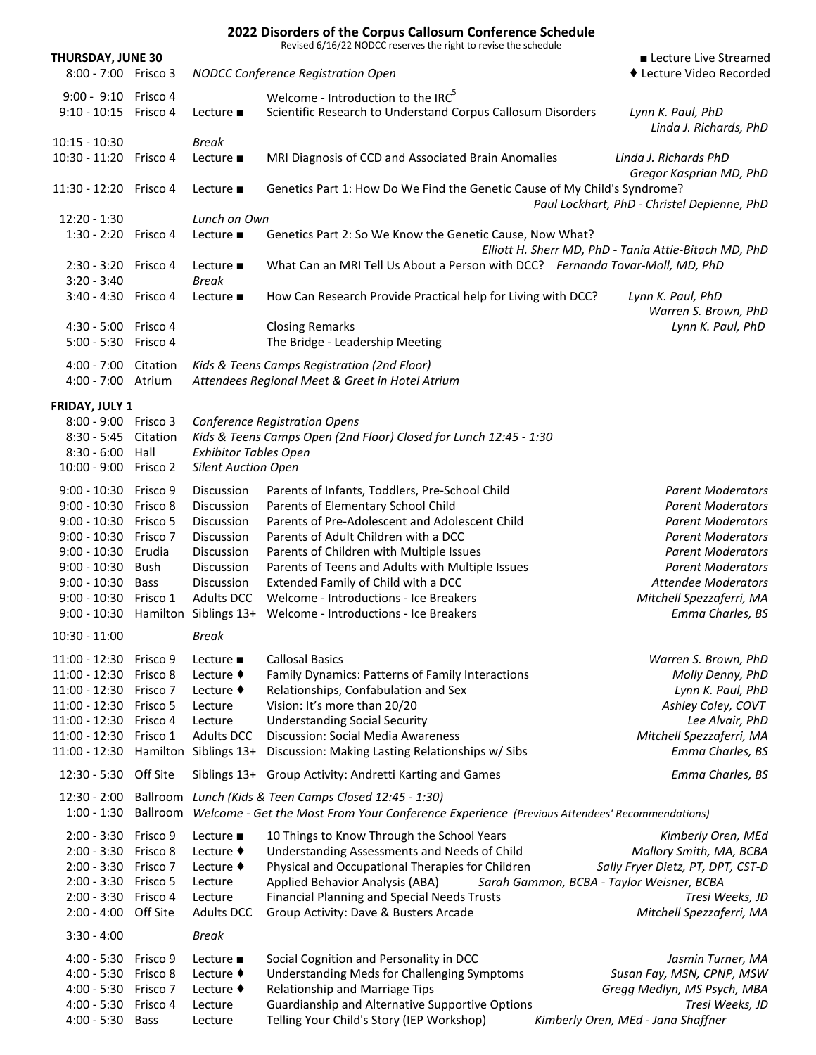# 2022 Disorders of the Corpus Callosum Conference Schedule

Revised 6/16/22 NODCC reserves the right to revise the schedule

■ Lecture Live Streamed
♦ Lecture Video Recorded

## THURSDAY, JUNE 30

| Time | Room | Type | Session | Presenter(s) |
|---|---|---|---|---|
| 8:00 - 7:00 | Frisco 3 | *NODCC Conference Registration Open* | | |
| 9:00 - 9:10 | Frisco 4 | | Welcome - Introduction to the IRC[5] | |
| 9:10 - 10:15 | Frisco 4 | Lecture ■ | Scientific Research to Understand Corpus Callosum Disorders | *Lynn K. Paul, PhD; Linda J. Richards, PhD* |
| 10:15 - 10:30 | | *Break* | | |
| 10:30 - 11:20 | Frisco 4 | Lecture ■ | MRI Diagnosis of CCD and Associated Brain Anomalies | *Linda J. Richards PhD; Gregor Kasprian MD, PhD* |
| 11:30 - 12:20 | Frisco 4 | Lecture ■ | Genetics Part 1: How Do We Find the Genetic Cause of My Child's Syndrome? | *Paul Lockhart, PhD - Christel Depienne, PhD* |
| 12:20 - 1:30 | | *Lunch on Own* | | |
| 1:30 - 2:20 | Frisco 4 | Lecture ■ | Genetics Part 2: So We Know the Genetic Cause, Now What? | *Elliott H. Sherr MD, PhD - Tania Attie-Bitach MD, PhD* |
| 2:30 - 3:20 | Frisco 4 | Lecture ■ | What Can an MRI Tell Us About a Person with DCC? | *Fernanda Tovar-Moll, MD, PhD* |
| 3:20 - 3:40 | | *Break* | | |
| 3:40 - 4:30 | Frisco 4 | Lecture ■ | How Can Research Provide Practical help for Living with DCC? | *Lynn K. Paul, PhD; Warren S. Brown, PhD* |
| 4:30 - 5:00 | Frisco 4 | | Closing Remarks | *Lynn K. Paul, PhD* |
| 5:00 - 5:30 | Frisco 4 | | The Bridge - Leadership Meeting | |
| 4:00 - 7:00 | Citation | *Kids & Teens Camps Registration (2nd Floor)* | | |
| 4:00 - 7:00 | Atrium | *Attendees Regional Meet & Greet in Hotel Atrium* | | |

## FRIDAY, JULY 1

| Time | Room | Type | Session | Presenter(s) |
|---|---|---|---|---|
| 8:00 - 9:00 | Frisco 3 | *Conference Registration Opens* | | |
| 8:30 - 5:45 | Citation | *Kids & Teens Camps Open (2nd Floor) Closed for Lunch 12:45 - 1:30* | | |
| 8:30 - 6:00 | Hall | *Exhibitor Tables Open* | | |
| 10:00 - 9:00 | Frisco 2 | *Silent Auction Open* | | |
| 9:00 - 10:30 | Frisco 9 | Discussion | Parents of Infants, Toddlers, Pre-School Child | *Parent Moderators* |
| 9:00 - 10:30 | Frisco 8 | Discussion | Parents of Elementary School Child | *Parent Moderators* |
| 9:00 - 10:30 | Frisco 5 | Discussion | Parents of Pre-Adolescent and Adolescent Child | *Parent Moderators* |
| 9:00 - 10:30 | Frisco 7 | Discussion | Parents of Adult Children with a DCC | *Parent Moderators* |
| 9:00 - 10:30 | Erudia | Discussion | Parents of Children with Multiple Issues | *Parent Moderators* |
| 9:00 - 10:30 | Bush | Discussion | Parents of Teens and Adults with Multiple Issues | *Parent Moderators* |
| 9:00 - 10:30 | Bass | Discussion | Extended Family of Child with a DCC | *Attendee Moderators* |
| 9:00 - 10:30 | Frisco 1 | Adults DCC | Welcome - Introductions - Ice Breakers | *Mitchell Spezzaferri, MA* |
| 9:00 - 10:30 | Hamilton | Siblings 13+ | Welcome - Introductions - Ice Breakers | *Emma Charles, BS* |
| 10:30 - 11:00 | | *Break* | | |
| 11:00 - 12:30 | Frisco 9 | Lecture ■ | Callosal Basics | *Warren S. Brown, PhD* |
| 11:00 - 12:30 | Frisco 8 | Lecture ♦ | Family Dynamics: Patterns of Family Interactions | *Molly Denny, PhD* |
| 11:00 - 12:30 | Frisco 7 | Lecture ♦ | Relationships, Confabulation and Sex | *Lynn K. Paul, PhD* |
| 11:00 - 12:30 | Frisco 5 | Lecture | Vision: It's more than 20/20 | *Ashley Coley, COVT* |
| 11:00 - 12:30 | Frisco 4 | Lecture | Understanding Social Security | *Lee Alvair, PhD* |
| 11:00 - 12:30 | Frisco 1 | Adults DCC | Discussion: Social Media Awareness | *Mitchell Spezzaferri, MA* |
| 11:00 - 12:30 | Hamilton | Siblings 13+ | Discussion: Making Lasting Relationships w/ Sibs | *Emma Charles, BS* |
| 12:30 - 5:30 | Off Site | Siblings 13+ | Group Activity: Andretti Karting and Games | *Emma Charles, BS* |
| 12:30 - 2:00 | Ballroom | *Lunch (Kids & Teen Camps Closed 12:45 - 1:30)* | | |
| 1:00 - 1:30 | Ballroom | *Welcome - Get the Most From Your Conference Experience (Previous Attendees' Recommendations)* | | |
| 2:00 - 3:30 | Frisco 9 | Lecture ■ | 10 Things to Know Through the School Years | *Kimberly Oren, MEd* |
| 2:00 - 3:30 | Frisco 8 | Lecture ♦ | Understanding Assessments and Needs of Child | *Mallory Smith, MA, BCBA* |
| 2:00 - 3:30 | Frisco 7 | Lecture ♦ | Physical and Occupational Therapies for Children | *Sally Fryer Dietz, PT, DPT, CST-D* |
| 2:00 - 3:30 | Frisco 5 | Lecture | Applied Behavior Analysis (ABA) | *Sarah Gammon, BCBA - Taylor Weisner, BCBA* |
| 2:00 - 3:30 | Frisco 4 | Lecture | Financial Planning and Special Needs Trusts | *Tresi Weeks, JD* |
| 2:00 - 4:00 | Off Site | Adults DCC | Group Activity: Dave & Busters Arcade | *Mitchell Spezzaferri, MA* |
| 3:30 - 4:00 | | *Break* | | |
| 4:00 - 5:30 | Frisco 9 | Lecture ■ | Social Cognition and Personality in DCC | *Jasmin Turner, MA* |
| 4:00 - 5:30 | Frisco 8 | Lecture ♦ | Understanding Meds for Challenging Symptoms | *Susan Fay, MSN, CPNP, MSW* |
| 4:00 - 5:30 | Frisco 7 | Lecture ♦ | Relationship and Marriage Tips | *Gregg Medlyn, MS Psych, MBA* |
| 4:00 - 5:30 | Frisco 4 | Lecture | Guardianship and Alternative Supportive Options | *Tresi Weeks, JD* |
| 4:00 - 5:30 | Bass | Lecture | Telling Your Child's Story (IEP Workshop) | *Kimberly Oren, MEd - Jana Shaffner* |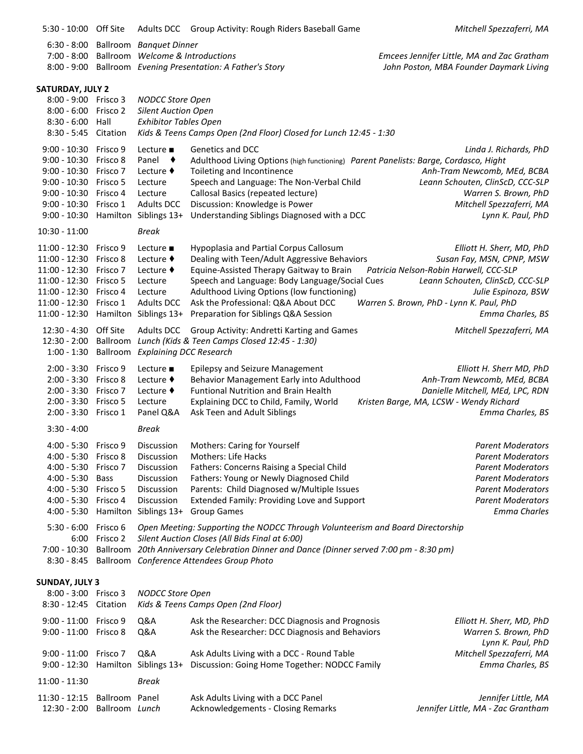| | | | | |
|---|---|---|---|---|
| 5:30 - 10:00 | Off Site | Adults DCC | Group Activity: Rough Riders Baseball Game | *Mitchell Spezzaferri, MA* |
| 6:30 - 8:00 | Ballroom | *Banquet Dinner* | | |
| 7:00 - 8:00 | Ballroom | *Welcome & Introductions* | | *Emcees Jennifer Little, MA and Zac Gratham* |
| 8:00 - 9:00 | Ballroom | *Evening Presentation: A Father's Story* | | *John Poston, MBA Founder Daymark Living* |

**SATURDAY, JULY 2**

| | | | | |
|---|---|---|---|---|
| 8:00 - 9:00 | Frisco 3 | *NODCC Store Open* | | |
| 8:00 - 6:00 | Frisco 2 | *Silent Auction Open* | | |
| 8:30 - 6:00 | Hall | *Exhibitor Tables Open* | | |
| 8:30 - 5:45 | Citation | *Kids & Teens Camps Open (2nd Floor) Closed for Lunch 12:45 - 1:30* | | |
| 9:00 - 10:30 | Frisco 9 | Lecture ■ | Genetics and DCC | *Linda J. Richards, PhD* |
| 9:00 - 10:30 | Frisco 8 | Panel ♦ | Adulthood Living Options (high functioning) *Parent Panelists: Barge, Cordasco, Hight* | |
| 9:00 - 10:30 | Frisco 7 | Lecture ♦ | Toileting and Incontinence | *Anh-Tram Newcomb, MEd, BCBA* |
| 9:00 - 10:30 | Frisco 5 | Lecture | Speech and Language: The Non-Verbal Child | *Leann Schouten, ClinScD, CCC-SLP* |
| 9:00 - 10:30 | Frisco 4 | Lecture | Callosal Basics (repeated lecture) | *Warren S. Brown, PhD* |
| 9:00 - 10:30 | Frisco 1 | Adults DCC | Discussion: Knowledge is Power | *Mitchell Spezzaferri, MA* |
| 9:00 - 10:30 | Hamilton | Siblings 13+ | Understanding Siblings Diagnosed with a DCC | *Lynn K. Paul, PhD* |
| 10:30 - 11:00 | | *Break* | | |
| 11:00 - 12:30 | Frisco 9 | Lecture ■ | Hypoplasia and Partial Corpus Callosum | *Elliott H. Sherr, MD, PhD* |
| 11:00 - 12:30 | Frisco 8 | Lecture ♦ | Dealing with Teen/Adult Aggressive Behaviors | *Susan Fay, MSN, CPNP, MSW* |
| 11:00 - 12:30 | Frisco 7 | Lecture ♦ | Equine-Assisted Therapy Gaitway to Brain | *Patricia Nelson-Robin Harwell, CCC-SLP* |
| 11:00 - 12:30 | Frisco 5 | Lecture | Speech and Language: Body Language/Social Cues | *Leann Schouten, ClinScD, CCC-SLP* |
| 11:00 - 12:30 | Frisco 4 | Lecture | Adulthood Living Options (low functioning) | *Julie Espinoza, BSW* |
| 11:00 - 12:30 | Frisco 1 | Adults DCC | Ask the Professional: Q&A About DCC | *Warren S. Brown, PhD - Lynn K. Paul, PhD* |
| 11:00 - 12:30 | Hamilton | Siblings 13+ | Preparation for Siblings Q&A Session | *Emma Charles, BS* |
| 12:30 - 4:30 | Off Site | Adults DCC | Group Activity: Andretti Karting and Games | *Mitchell Spezzaferri, MA* |
| 12:30 - 2:00 | Ballroom | *Lunch (Kids & Teen Camps Closed 12:45 - 1:30)* | | |
| 1:00 - 1:30 | Ballroom | *Explaining DCC Research* | | |
| 2:00 - 3:30 | Frisco 9 | Lecture ■ | Epilepsy and Seizure Management | *Elliott H. Sherr MD, PhD* |
| 2:00 - 3:30 | Frisco 8 | Lecture ♦ | Behavior Management Early into Adulthood | *Anh-Tram Newcomb, MEd, BCBA* |
| 2:00 - 3:30 | Frisco 7 | Lecture ♦ | Funtional Nutrition and Brain Health | *Danielle Mitchell, MEd, LPC, RDN* |
| 2:00 - 3:30 | Frisco 5 | Lecture | Explaining DCC to Child, Family, World | *Kristen Barge, MA, LCSW - Wendy Richard* |
| 2:00 - 3:30 | Frisco 1 | Panel Q&A | Ask Teen and Adult Siblings | *Emma Charles, BS* |
| 3:30 - 4:00 | | *Break* | | |
| 4:00 - 5:30 | Frisco 9 | Discussion | Mothers: Caring for Yourself | *Parent Moderators* |
| 4:00 - 5:30 | Frisco 8 | Discussion | Mothers: Life Hacks | *Parent Moderators* |
| 4:00 - 5:30 | Frisco 7 | Discussion | Fathers: Concerns Raising a Special Child | *Parent Moderators* |
| 4:00 - 5:30 | Bass | Discussion | Fathers: Young or Newly Diagnosed Child | *Parent Moderators* |
| 4:00 - 5:30 | Frisco 5 | Discussion | Parents: Child Diagnosed w/Multiple Issues | *Parent Moderators* |
| 4:00 - 5:30 | Frisco 4 | Discussion | Extended Family: Providing Love and Support | *Parent Moderators* |
| 4:00 - 5:30 | Hamilton | Siblings 13+ | Group Games | *Emma Charles* |
| 5:30 - 6:00 | Frisco 6 | *Open Meeting: Supporting the NODCC Through Volunteerism and Board Directorship* | | |
| 6:00 | Frisco 2 | *Silent Auction Closes (All Bids Final at 6:00)* | | |
| 7:00 - 10:30 | Ballroom | *20th Anniversary Celebration Dinner and Dance (Dinner served 7:00 pm - 8:30 pm)* | | |
| 8:30 - 8:45 | Ballroom | *Conference Attendees Group Photo* | | |

**SUNDAY, JULY 3**

| | | | | |
|---|---|---|---|---|
| 8:00 - 3:00 | Frisco 3 | *NODCC Store Open* | | |
| 8:30 - 12:45 | Citation | *Kids & Teens Camps Open (2nd Floor)* | | |
| 9:00 - 11:00 | Frisco 9 | Q&A | Ask the Researcher: DCC Diagnosis and Prognosis | *Elliott H. Sherr, MD, PhD* |
| 9:00 - 11:00 | Frisco 8 | Q&A | Ask the Researcher: DCC Diagnosis and Behaviors | *Warren S. Brown, PhD, Lynn K. Paul, PhD* |
| 9:00 - 11:00 | Frisco 7 | Q&A | Ask Adults Living with a DCC - Round Table | *Mitchell Spezzaferri, MA* |
| 9:00 - 12:30 | Hamilton | Siblings 13+ | Discussion: Going Home Together: NODCC Family | *Emma Charles, BS* |
| 11:00 - 11:30 | | *Break* | | |
| 11:30 - 12:15 | Ballroom | Panel | Ask Adults Living with a DCC Panel | *Jennifer Little, MA* |
| 12:30 - 2:00 | Ballroom | *Lunch* | Acknowledgements - Closing Remarks | *Jennifer Little, MA - Zac Grantham* |